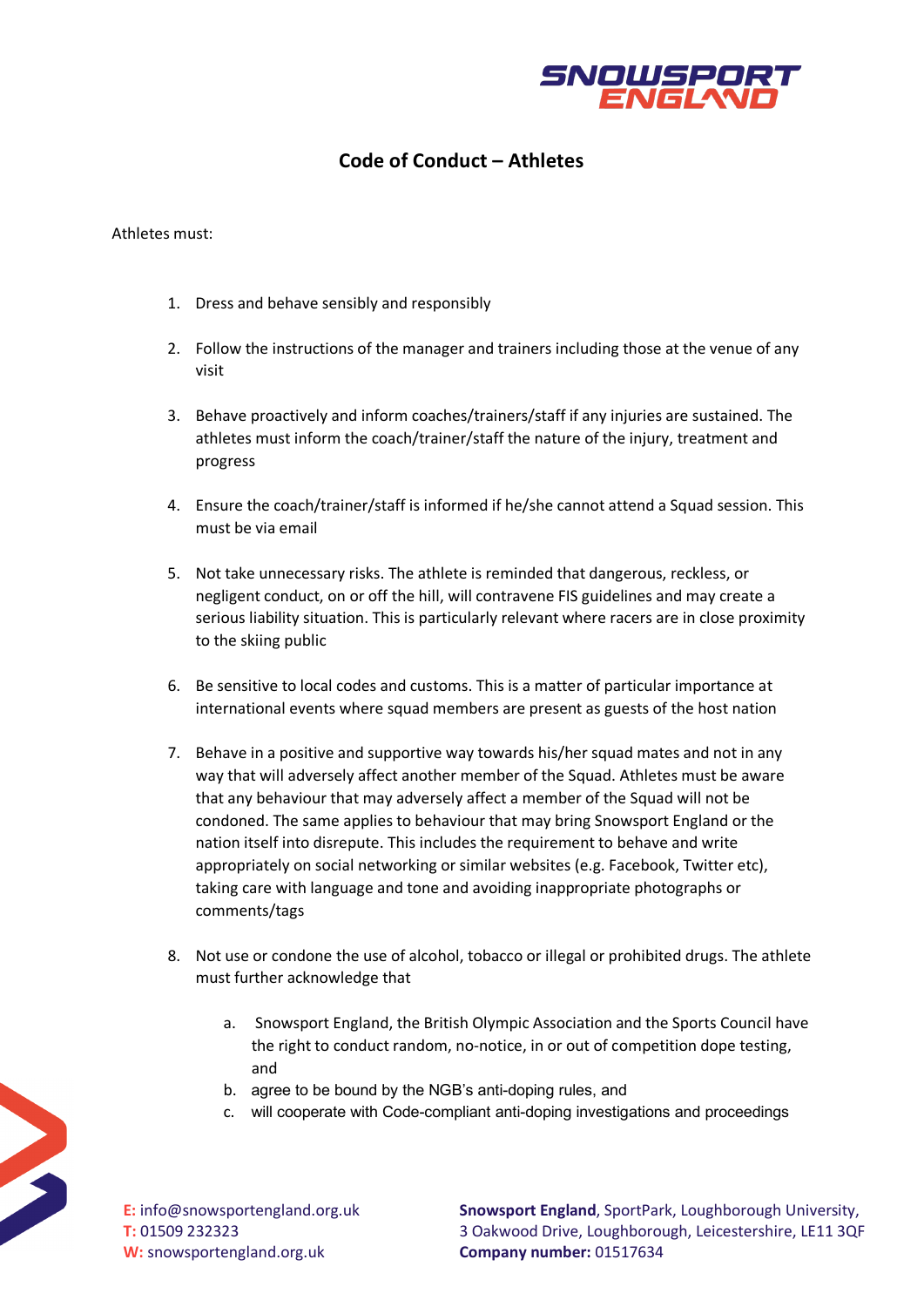# Code of Conduct – Athletes

Athletes must:

1. Dress and behave sensibly and responsibly
2. Follow the instructions of the manager and trainers including those at the venue of any visit
3. Behave proactively and inform coaches/trainers/staff if any injuries are sustained. The athletes must inform the coach/trainer/staff the nature of the injury, treatment and progress
4. Ensure the coach/trainer/staff is informed if he/she cannot attend a Squad session. This must be via email
5. Not take unnecessary risks. The athlete is reminded that dangerous, reckless, or negligent conduct, on or off the hill, will contravene FIS guidelines and may create a serious liability situation. This is particularly relevant where racers are in close proximity to the skiing public
6. Be sensitive to local codes and customs. This is a matter of particular importance at international events where squad members are present as guests of the host nation
7. Behave in a positive and supportive way towards his/her squad mates and not in any way that will adversely affect another member of the Squad. Athletes must be aware that any behaviour that may adversely affect a member of the Squad will not be condoned. The same applies to behaviour that may bring Snowsport England or the nation itself into disrepute. This includes the requirement to behave and write appropriately on social networking or similar websites (e.g. Facebook, Twitter etc), taking care with language and tone and avoiding inappropriate photographs or comments/tags
8. Not use or condone the use of alcohol, tobacco or illegal or prohibited drugs. The athlete must further acknowledge that
   a. Snowsport England, the British Olympic Association and the Sports Council have the right to conduct random, no-notice, in or out of competition dope testing, and
   b. agree to be bound by the NGB's anti-doping rules, and
   c. will cooperate with Code-compliant anti-doping investigations and proceedings

**E:** info@snowsportengland.org.uk
**T:** 01509 232323
**W:** snowsportengland.org.uk

**Snowsport England**, SportPark, Loughborough University, 3 Oakwood Drive, Loughborough, Leicestershire, LE11 3QF
**Company number:** 01517634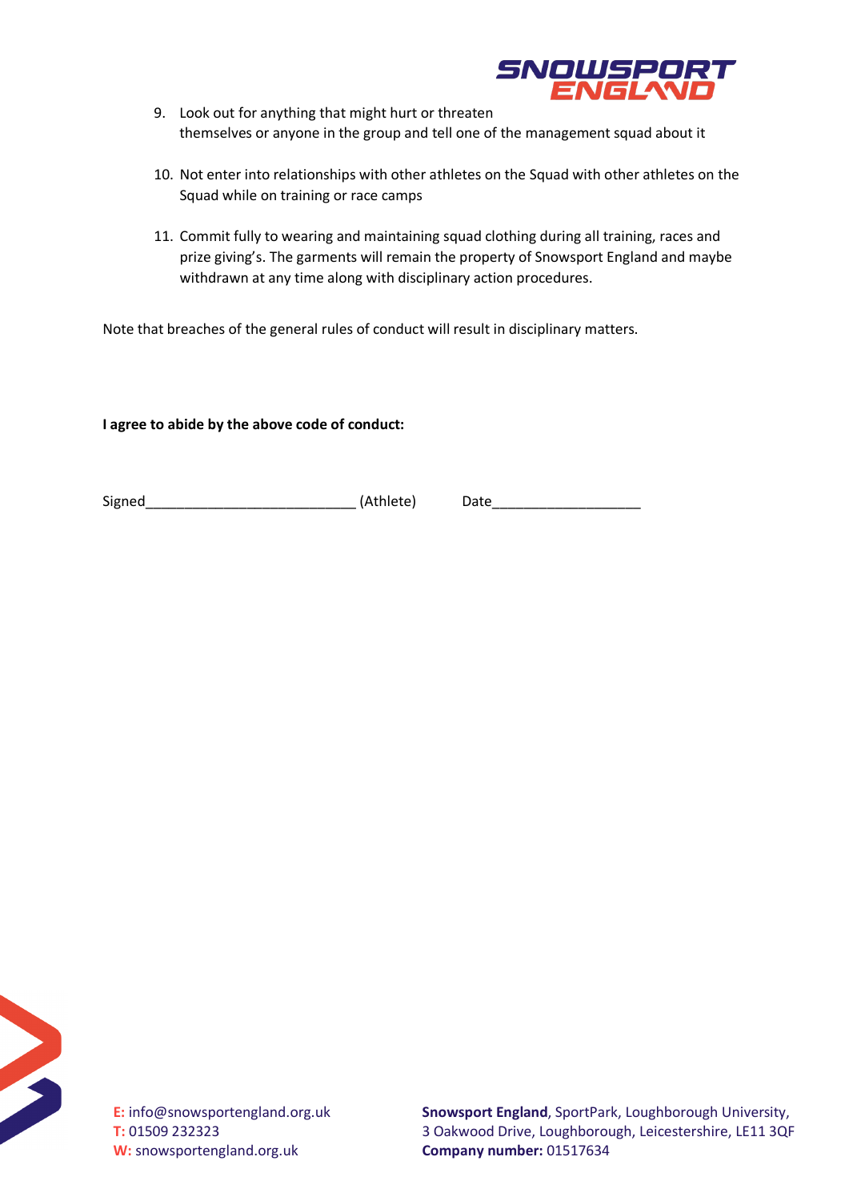9. Look out for anything that might hurt or threaten themselves or anyone in the group and tell one of the management squad about it

10. Not enter into relationships with other athletes on the Squad with other athletes on the Squad while on training or race camps

11. Commit fully to wearing and maintaining squad clothing during all training, races and prize giving's. The garments will remain the property of Snowsport England and maybe withdrawn at any time along with disciplinary action procedures.

Note that breaches of the general rules of conduct will result in disciplinary matters.

**I agree to abide by the above code of conduct:**

Signed___________________________ (Athlete)    Date___________________

**E:** info@snowsportengland.org.uk
**T:** 01509 232323
**W:** snowsportengland.org.uk

**Snowsport England**, SportPark, Loughborough University, 3 Oakwood Drive, Loughborough, Leicestershire, LE11 3QF
**Company number:** 01517634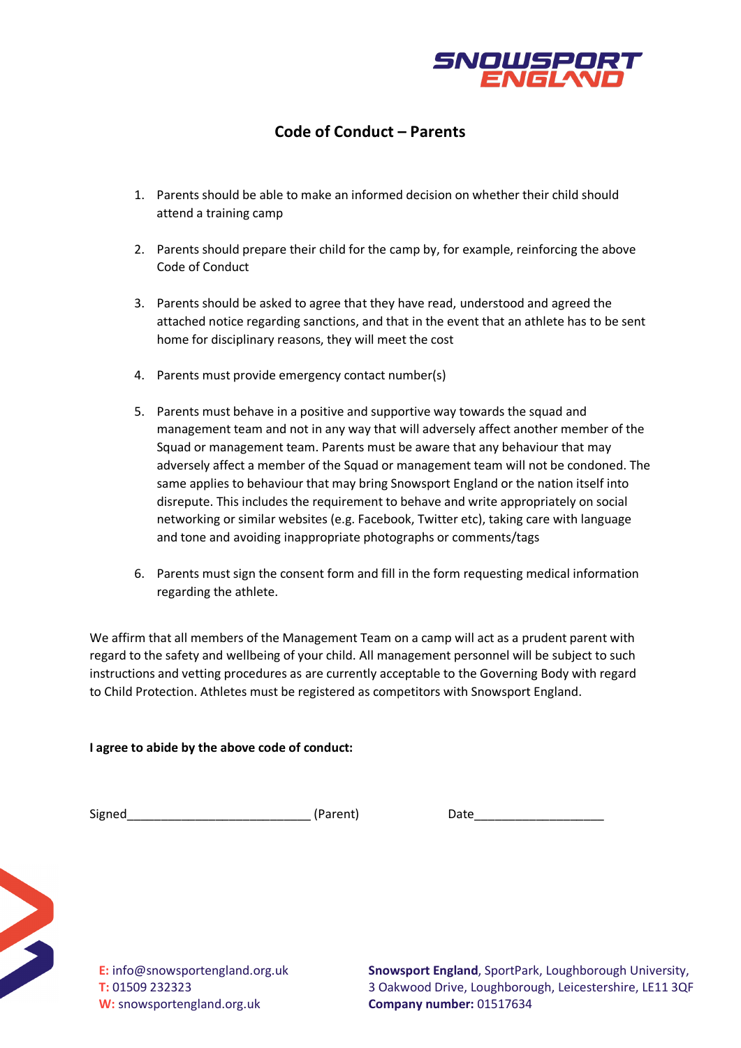# Code of Conduct – Parents

1. Parents should be able to make an informed decision on whether their child should attend a training camp
2. Parents should prepare their child for the camp by, for example, reinforcing the above Code of Conduct
3. Parents should be asked to agree that they have read, understood and agreed the attached notice regarding sanctions, and that in the event that an athlete has to be sent home for disciplinary reasons, they will meet the cost
4. Parents must provide emergency contact number(s)
5. Parents must behave in a positive and supportive way towards the squad and management team and not in any way that will adversely affect another member of the Squad or management team. Parents must be aware that any behaviour that may adversely affect a member of the Squad or management team will not be condoned. The same applies to behaviour that may bring Snowsport England or the nation itself into disrepute. This includes the requirement to behave and write appropriately on social networking or similar websites (e.g. Facebook, Twitter etc), taking care with language and tone and avoiding inappropriate photographs or comments/tags
6. Parents must sign the consent form and fill in the form requesting medical information regarding the athlete.

We affirm that all members of the Management Team on a camp will act as a prudent parent with regard to the safety and wellbeing of your child. All management personnel will be subject to such instructions and vetting procedures as are currently acceptable to the Governing Body with regard to Child Protection. Athletes must be registered as competitors with Snowsport England.

**I agree to abide by the above code of conduct:**

Signed___________________________ (Parent)                    Date___________________

**E:** info@snowsportengland.org.uk
**T:** 01509 232323
**W:** snowsportengland.org.uk

**Snowsport England**, SportPark, Loughborough University, 3 Oakwood Drive, Loughborough, Leicestershire, LE11 3QF
**Company number:** 01517634